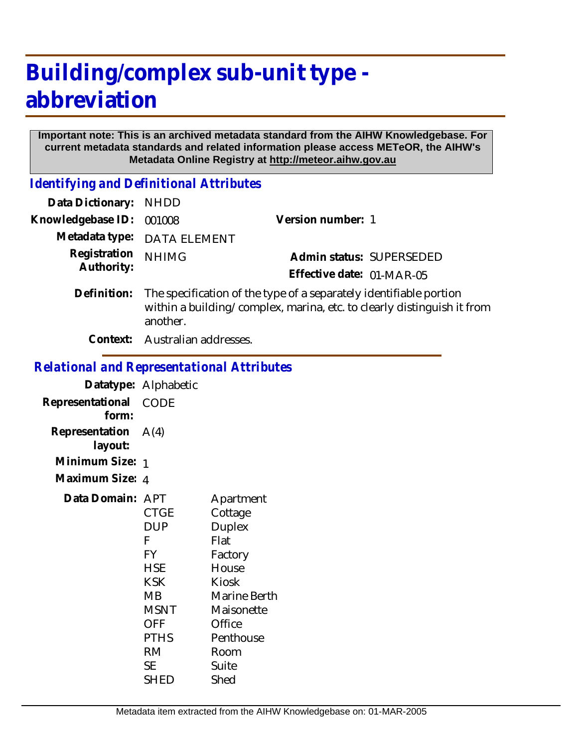# Building/complex sub-unit type - abbreviation

**Important note: This is an archived metadata standard from the AIHW Knowledgebase. For current metadata standards and related information please access METeOR, the AIHW's Metadata Online Registry at http://meteor.aihw.gov.au**

## *Identifying and Definitional Attributes*

**Data Dictionary:** NHDD

**Knowledgebase ID:** 001008

**Version number:** 1

**Metadata type:** DATA ELEMENT

**Registration Authority:** NHIMG

**Admin status:** SUPERSEDED

**Effective date:** 01-MAR-05

**Definition:** The specification of the type of a separately identifiable portion within a building/complex, marina, etc. to clearly distinguish it from another.

**Context:** Australian addresses.

## *Relational and Representational Attributes*

**Datatype:** Alphabetic

**Representational form:** CODE

**Representation layout:** A(4)

**Minimum Size:** 1

**Maximum Size:** 4

**Data Domain:**

| Code | Description |
|---|---|
| APT | Apartment |
| CTGE | Cottage |
| DUP | Duplex |
| F | Flat |
| FY | Factory |
| HSE | House |
| KSK | Kiosk |
| MB | Marine Berth |
| MSNT | Maisonette |
| OFF | Office |
| PTHS | Penthouse |
| RM | Room |
| SE | Suite |
| SHED | Shed |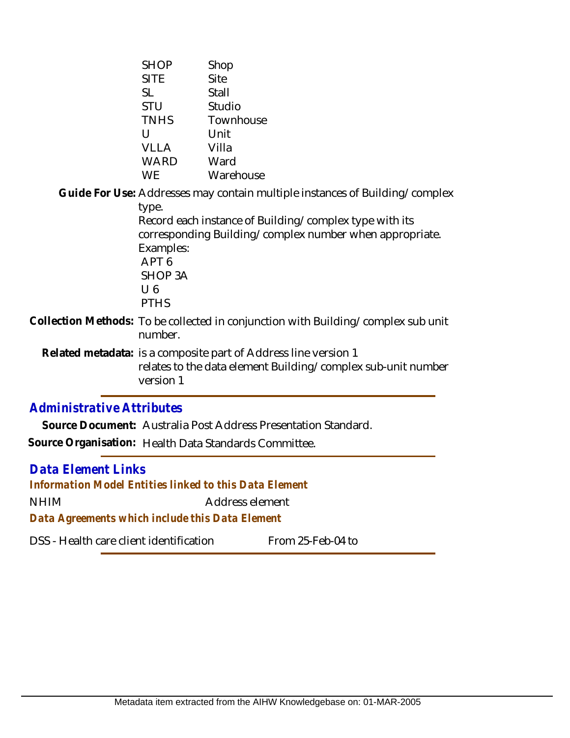| | |
|---|---|
| SHOP | Shop |
| SITE | Site |
| SL | Stall |
| STU | Studio |
| TNHS | Townhouse |
| U | Unit |
| VLLA | Villa |
| WARD | Ward |
| WE | Warehouse |

**Guide For Use:** Addresses may contain multiple instances of Building/complex type.
Record each instance of Building/complex type with its corresponding Building/complex number when appropriate.
Examples:
APT 6
SHOP 3A
U 6
PTHS

**Collection Methods:** To be collected in conjunction with Building/complex sub unit number.

**Related metadata:** is a composite part of Address line version 1
relates to the data element Building/complex sub-unit number version 1

## Administrative Attributes

**Source Document:** Australia Post Address Presentation Standard.

**Source Organisation:** Health Data Standards Committee.

## Data Element Links

### Information Model Entities linked to this Data Element

NHIM Address element

### Data Agreements which include this Data Element

DSS - Health care client identification From 25-Feb-04 to

Metadata item extracted from the AIHW Knowledgebase on: 01-MAR-2005